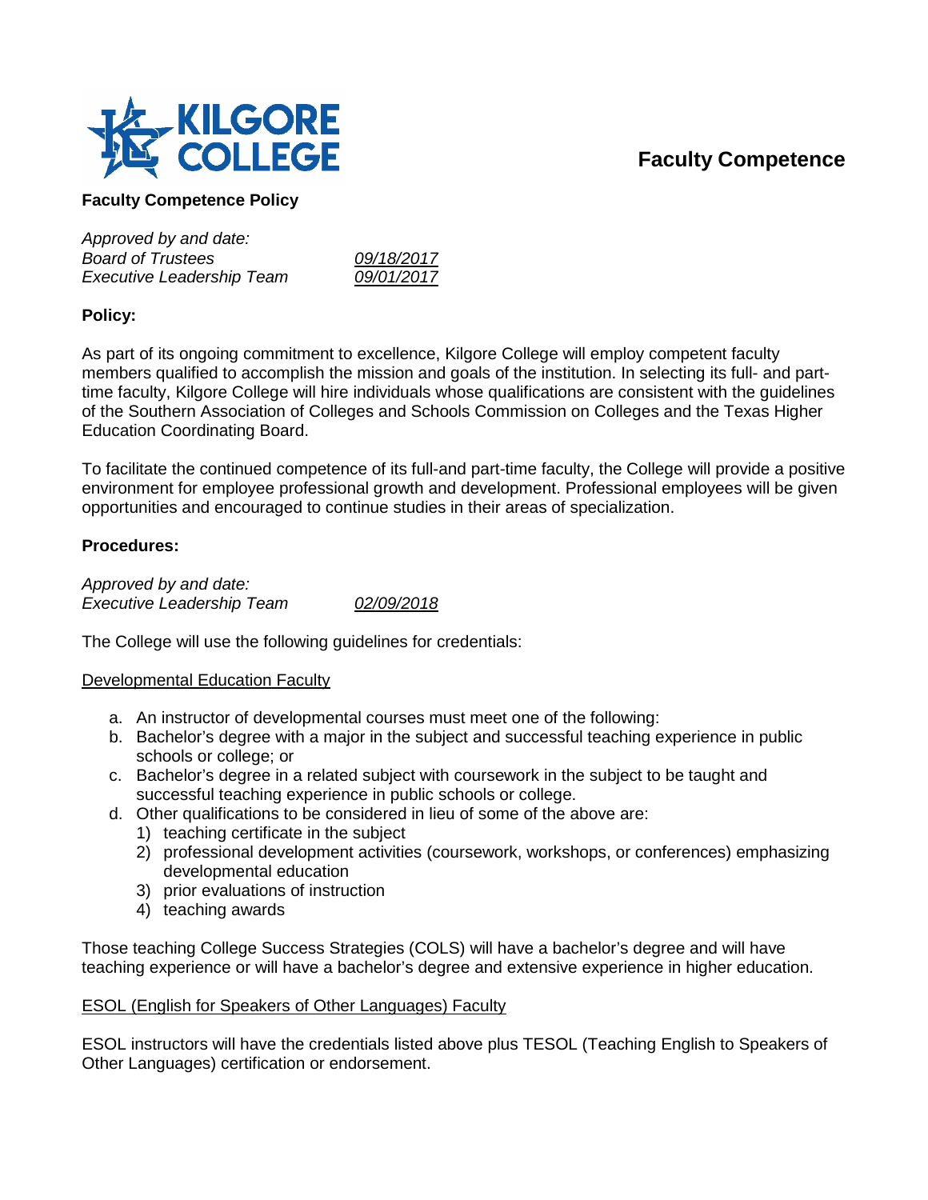# Faculty Competence

**Faculty Competence Policy**

*Approved by and date:*
*Board of Trustees* *09/18/2017*
*Executive Leadership Team* *09/01/2017*

**Policy:**

As part of its ongoing commitment to excellence, Kilgore College will employ competent faculty members qualified to accomplish the mission and goals of the institution. In selecting its full- and part-time faculty, Kilgore College will hire individuals whose qualifications are consistent with the guidelines of the Southern Association of Colleges and Schools Commission on Colleges and the Texas Higher Education Coordinating Board.

To facilitate the continued competence of its full-and part-time faculty, the College will provide a positive environment for employee professional growth and development. Professional employees will be given opportunities and encouraged to continue studies in their areas of specialization.

**Procedures:**

*Approved by and date:*
*Executive Leadership Team* *02/09/2018*

The College will use the following guidelines for credentials:

Developmental Education Faculty

a. An instructor of developmental courses must meet one of the following:
b. Bachelor's degree with a major in the subject and successful teaching experience in public schools or college; or
c. Bachelor's degree in a related subject with coursework in the subject to be taught and successful teaching experience in public schools or college.
d. Other qualifications to be considered in lieu of some of the above are:
   1) teaching certificate in the subject
   2) professional development activities (coursework, workshops, or conferences) emphasizing developmental education
   3) prior evaluations of instruction
   4) teaching awards

Those teaching College Success Strategies (COLS) will have a bachelor's degree and will have teaching experience or will have a bachelor's degree and extensive experience in higher education.

ESOL (English for Speakers of Other Languages) Faculty

ESOL instructors will have the credentials listed above plus TESOL (Teaching English to Speakers of Other Languages) certification or endorsement.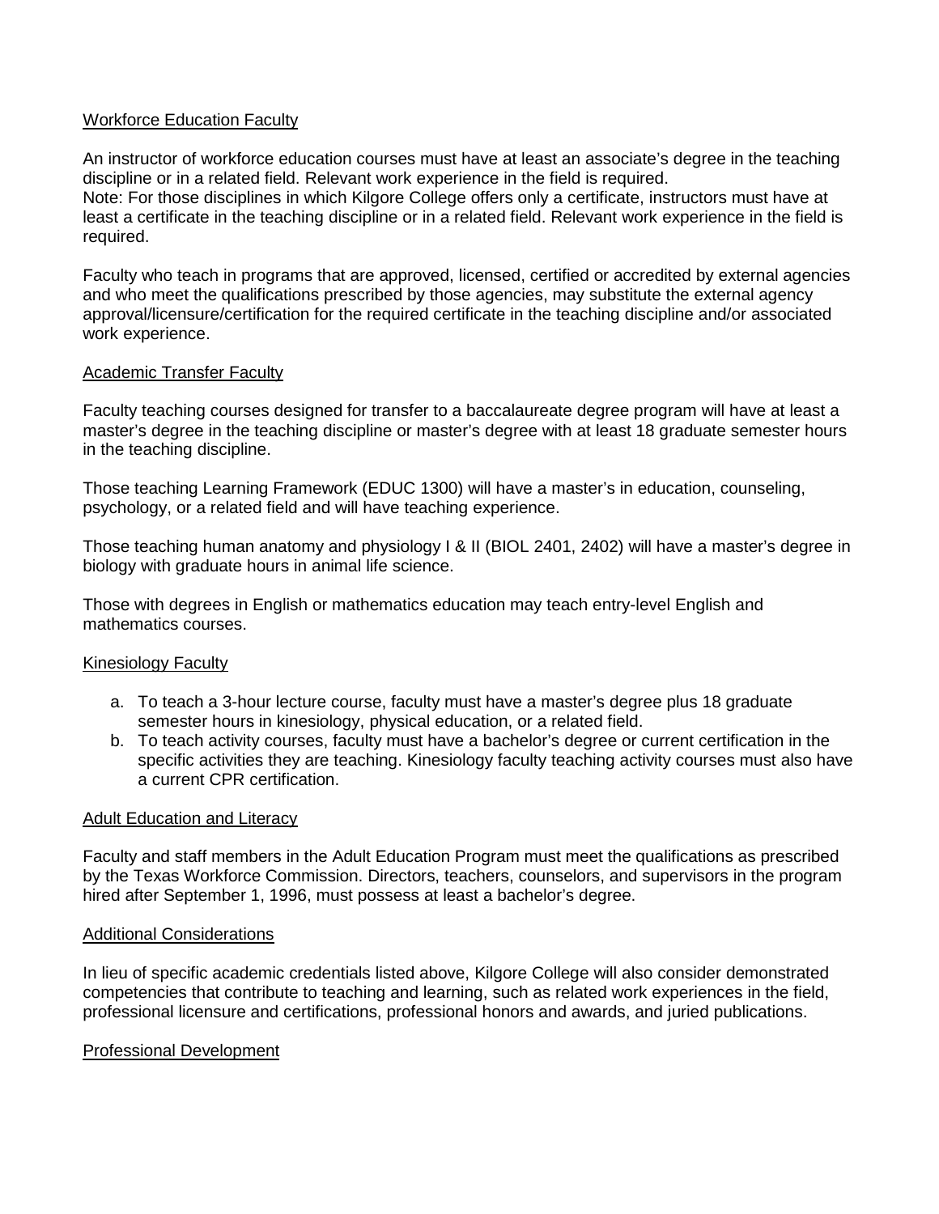## Workforce Education Faculty

An instructor of workforce education courses must have at least an associate's degree in the teaching discipline or in a related field. Relevant work experience in the field is required.
Note: For those disciplines in which Kilgore College offers only a certificate, instructors must have at least a certificate in the teaching discipline or in a related field. Relevant work experience in the field is required.

Faculty who teach in programs that are approved, licensed, certified or accredited by external agencies and who meet the qualifications prescribed by those agencies, may substitute the external agency approval/licensure/certification for the required certificate in the teaching discipline and/or associated work experience.

## Academic Transfer Faculty

Faculty teaching courses designed for transfer to a baccalaureate degree program will have at least a master's degree in the teaching discipline or master's degree with at least 18 graduate semester hours in the teaching discipline.

Those teaching Learning Framework (EDUC 1300) will have a master's in education, counseling, psychology, or a related field and will have teaching experience.

Those teaching human anatomy and physiology I & II (BIOL 2401, 2402) will have a master's degree in biology with graduate hours in animal life science.

Those with degrees in English or mathematics education may teach entry-level English and mathematics courses.

## Kinesiology Faculty

a. To teach a 3-hour lecture course, faculty must have a master's degree plus 18 graduate semester hours in kinesiology, physical education, or a related field.
b. To teach activity courses, faculty must have a bachelor's degree or current certification in the specific activities they are teaching. Kinesiology faculty teaching activity courses must also have a current CPR certification.

## Adult Education and Literacy

Faculty and staff members in the Adult Education Program must meet the qualifications as prescribed by the Texas Workforce Commission. Directors, teachers, counselors, and supervisors in the program hired after September 1, 1996, must possess at least a bachelor's degree.

## Additional Considerations

In lieu of specific academic credentials listed above, Kilgore College will also consider demonstrated competencies that contribute to teaching and learning, such as related work experiences in the field, professional licensure and certifications, professional honors and awards, and juried publications.

## Professional Development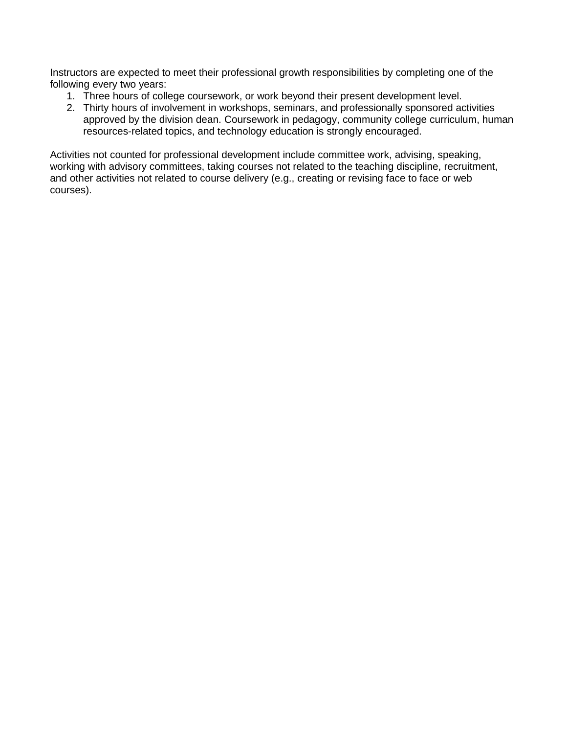Instructors are expected to meet their professional growth responsibilities by completing one of the following every two years:

1. Three hours of college coursework, or work beyond their present development level.
2. Thirty hours of involvement in workshops, seminars, and professionally sponsored activities approved by the division dean. Coursework in pedagogy, community college curriculum, human resources-related topics, and technology education is strongly encouraged.

Activities not counted for professional development include committee work, advising, speaking, working with advisory committees, taking courses not related to the teaching discipline, recruitment, and other activities not related to course delivery (e.g., creating or revising face to face or web courses).